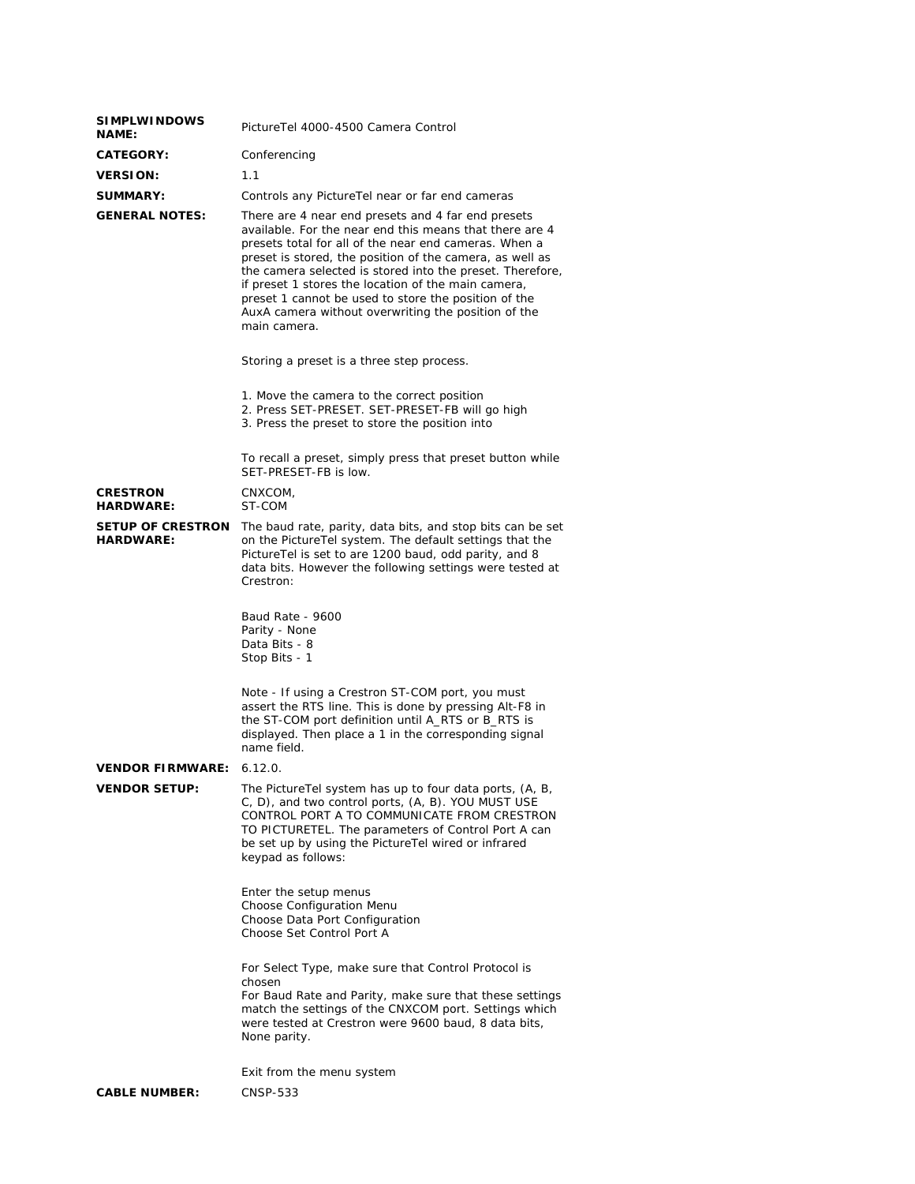**SIMPLWINDOWS NAME:** PictureTel 4000-4500 Camera Control

**CATEGORY:** Conferencing

**VERSION:** 1.1

**SUMMARY:** Controls any PictureTel near or far end cameras

**GENERAL NOTES:** There are 4 near end presets and 4 far end presets available. For the near end this means that there are 4 presets total for all of the near end cameras. When a preset is stored, the position of the camera, as well as the camera selected is stored into the preset. Therefore, if preset 1 stores the location of the main camera, preset 1 cannot be used to store the position of the AuxA camera without overwriting the position of the main camera.

Storing a preset is a three step process.

1. Move the camera to the correct position
2. Press SET-PRESET. SET-PRESET-FB will go high
3. Press the preset to store the position into

To recall a preset, simply press that preset button while SET-PRESET-FB is low.

**CRESTRON HARDWARE:** CNXCOM, ST-COM

**SETUP OF CRESTRON HARDWARE:** The baud rate, parity, data bits, and stop bits can be set on the PictureTel system. The default settings that the PictureTel is set to are 1200 baud, odd parity, and 8 data bits. However the following settings were tested at Crestron:

Baud Rate - 9600
Parity - None
Data Bits - 8
Stop Bits - 1

Note - If using a Crestron ST-COM port, you must assert the RTS line. This is done by pressing Alt-F8 in the ST-COM port definition until A_RTS or B_RTS is displayed. Then place a 1 in the corresponding signal name field.

**VENDOR FIRMWARE:** 6.12.0.

**VENDOR SETUP:** The PictureTel system has up to four data ports, (A, B, C, D), and two control ports, (A, B). YOU MUST USE CONTROL PORT A TO COMMUNICATE FROM CRESTRON TO PICTURETEL. The parameters of Control Port A can be set up by using the PictureTel wired or infrared keypad as follows:

Enter the setup menus
Choose Configuration Menu
Choose Data Port Configuration
Choose Set Control Port A

For Select Type, make sure that Control Protocol is chosen
For Baud Rate and Parity, make sure that these settings match the settings of the CNXCOM port. Settings which were tested at Crestron were 9600 baud, 8 data bits, None parity.

Exit from the menu system

**CABLE NUMBER:** CNSP-533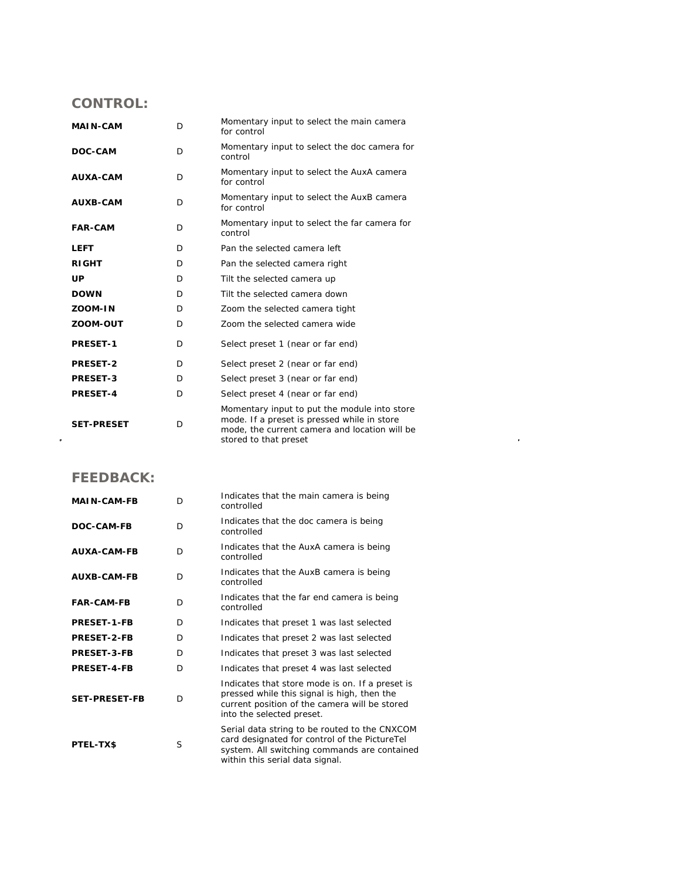## CONTROL:

| | | |
|---|---|---|
| **MAIN-CAM** | D | Momentary input to select the main camera for control |
| **DOC-CAM** | D | Momentary input to select the doc camera for control |
| **AUXA-CAM** | D | Momentary input to select the AuxA camera for control |
| **AUXB-CAM** | D | Momentary input to select the AuxB camera for control |
| **FAR-CAM** | D | Momentary input to select the far camera for control |
| **LEFT** | D | Pan the selected camera left |
| **RIGHT** | D | Pan the selected camera right |
| **UP** | D | Tilt the selected camera up |
| **DOWN** | D | Tilt the selected camera down |
| **ZOOM-IN** | D | Zoom the selected camera tight |
| **ZOOM-OUT** | D | Zoom the selected camera wide |
| **PRESET-1** | D | Select preset 1 (near or far end) |
| **PRESET-2** | D | Select preset 2 (near or far end) |
| **PRESET-3** | D | Select preset 3 (near or far end) |
| **PRESET-4** | D | Select preset 4 (near or far end) |
| **SET-PRESET** | D | Momentary input to put the module into store mode. If a preset is pressed while in store mode, the current camera and location will be stored to that preset |

## FEEDBACK:

| | | |
|---|---|---|
| **MAIN-CAM-FB** | D | Indicates that the main camera is being controlled |
| **DOC-CAM-FB** | D | Indicates that the doc camera is being controlled |
| **AUXA-CAM-FB** | D | Indicates that the AuxA camera is being controlled |
| **AUXB-CAM-FB** | D | Indicates that the AuxB camera is being controlled |
| **FAR-CAM-FB** | D | Indicates that the far end camera is being controlled |
| **PRESET-1-FB** | D | Indicates that preset 1 was last selected |
| **PRESET-2-FB** | D | Indicates that preset 2 was last selected |
| **PRESET-3-FB** | D | Indicates that preset 3 was last selected |
| **PRESET-4-FB** | D | Indicates that preset 4 was last selected |
| **SET-PRESET-FB** | D | Indicates that store mode is on. If a preset is pressed while this signal is high, then the current position of the camera will be stored into the selected preset. |
| **PTEL-TX$** | S | Serial data string to be routed to the CNXCOM card designated for control of the PictureTel system. All switching commands are contained within this serial data signal. |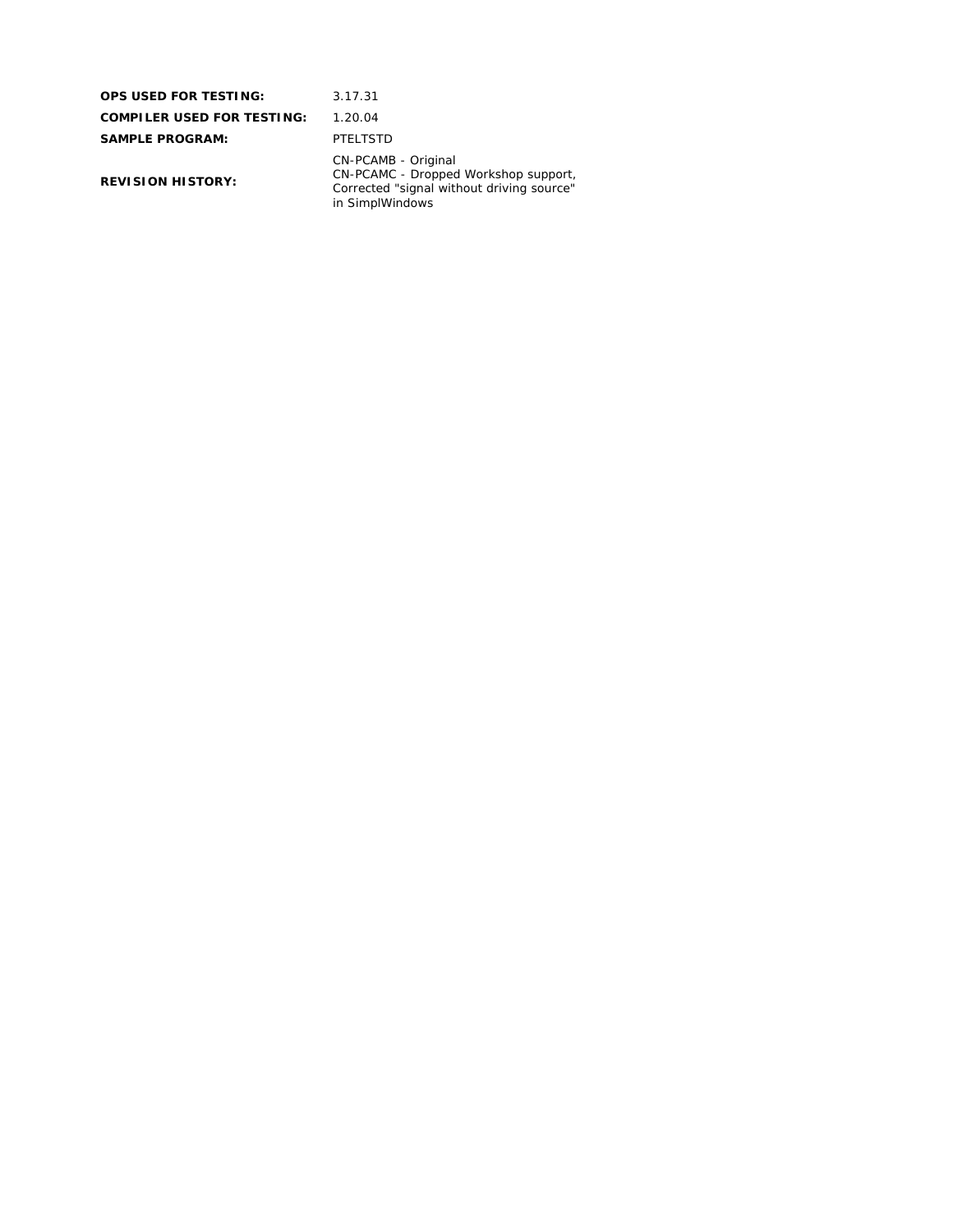| | |
|---|---|
| **OPS USED FOR TESTING:** | 3.17.31 |
| **COMPILER USED FOR TESTING:** | 1.20.04 |
| **SAMPLE PROGRAM:** | PTELTSTD |
| **REVISION HISTORY:** | CN-PCAMB - Original<br>CN-PCAMC - Dropped Workshop support, Corrected "signal without driving source" in SimplWindows |